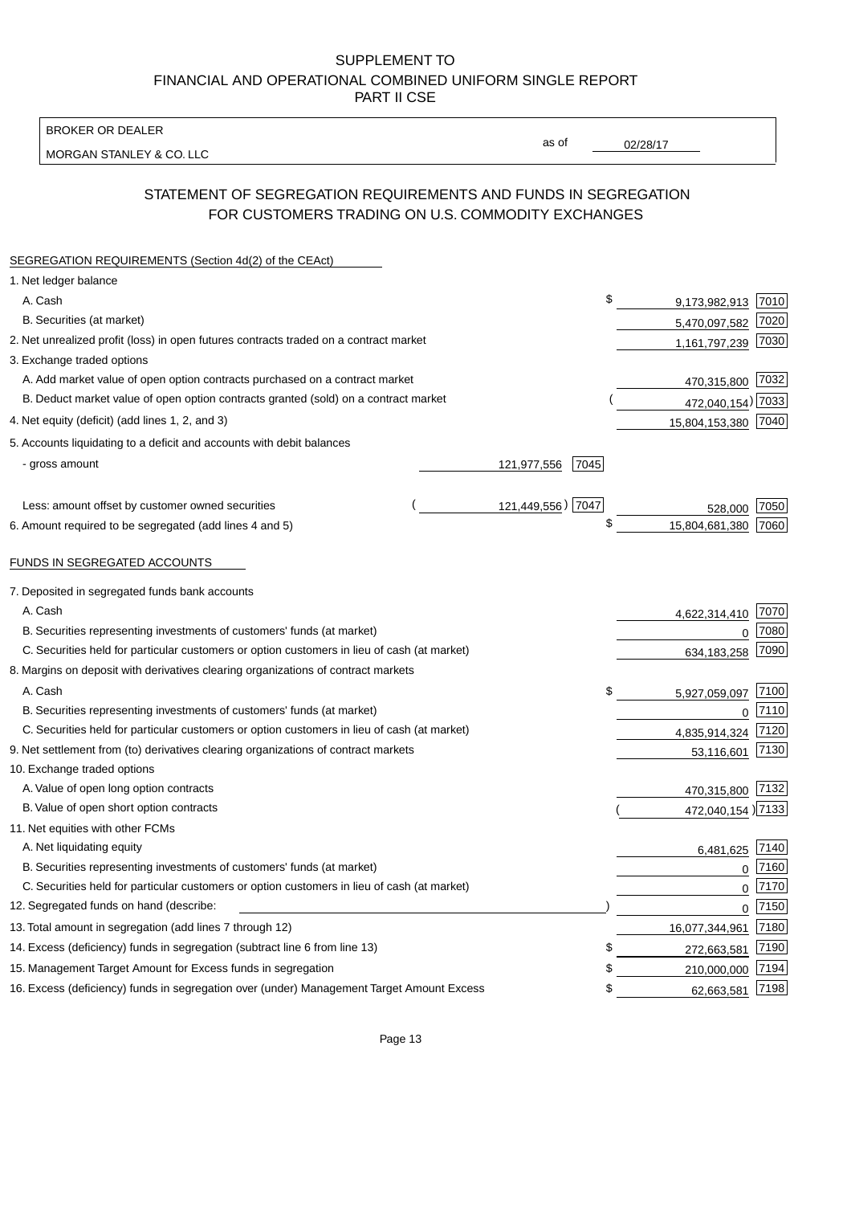SUPPLEMENT TO
FINANCIAL AND OPERATIONAL COMBINED UNIFORM SINGLE REPORT
PART II CSE

BROKER OR DEALER
MORGAN STANLEY & CO. LLC

as of 02/28/17

## STATEMENT OF SEGREGATION REQUIREMENTS AND FUNDS IN SEGREGATION FOR CUSTOMERS TRADING ON U.S. COMMODITY EXCHANGES

SEGREGATION REQUIREMENTS (Section 4d(2) of the CEAct)

| Item | | | Amount | Code |
|---|---|---|---|---|
| 1. Net ledger balance | | | | |
| A. Cash | | | $ 9,173,982,913 | 7010 |
| B. Securities (at market) | | | 5,470,097,582 | 7020 |
| 2. Net unrealized profit (loss) in open futures contracts traded on a contract market | | | 1,161,797,239 | 7030 |
| 3. Exchange traded options | | | | |
| A. Add market value of open option contracts purchased on a contract market | | | 470,315,800 | 7032 |
| B. Deduct market value of open option contracts granted (sold) on a contract market | | | (472,040,154) | 7033 |
| 4. Net equity (deficit) (add lines 1, 2, and 3) | | | 15,804,153,380 | 7040 |
| 5. Accounts liquidating to a deficit and accounts with debit balances | | | | |
| - gross amount | 121,977,556 | 7045 | | |
| Less: amount offset by customer owned securities | (121,449,556) | 7047 | 528,000 | 7050 |
| 6. Amount required to be segregated (add lines 4 and 5) | | | $ 15,804,681,380 | 7060 |

FUNDS IN SEGREGATED ACCOUNTS

| Item | Amount | Code |
|---|---|---|
| 7. Deposited in segregated funds bank accounts | | |
| A. Cash | 4,622,314,410 | 7070 |
| B. Securities representing investments of customers' funds (at market) | 0 | 7080 |
| C. Securities held for particular customers or option customers in lieu of cash (at market) | 634,183,258 | 7090 |
| 8. Margins on deposit with derivatives clearing organizations of contract markets | | |
| A. Cash | $ 5,927,059,097 | 7100 |
| B. Securities representing investments of customers' funds (at market) | 0 | 7110 |
| C. Securities held for particular customers or option customers in lieu of cash (at market) | 4,835,914,324 | 7120 |
| 9. Net settlement from (to) derivatives clearing organizations of contract markets | 53,116,601 | 7130 |
| 10. Exchange traded options | | |
| A. Value of open long option contracts | 470,315,800 | 7132 |
| B. Value of open short option contracts | (472,040,154) | 7133 |
| 11. Net equities with other FCMs | | |
| A. Net liquidating equity | 6,481,625 | 7140 |
| B. Securities representing investments of customers' funds (at market) | 0 | 7160 |
| C. Securities held for particular customers or option customers in lieu of cash (at market) | 0 | 7170 |
| 12. Segregated funds on hand (describe: ) | 0 | 7150 |
| 13. Total amount in segregation (add lines 7 through 12) | 16,077,344,961 | 7180 |
| 14. Excess (deficiency) funds in segregation (subtract line 6 from line 13) | $ 272,663,581 | 7190 |
| 15. Management Target Amount for Excess funds in segregation | $ 210,000,000 | 7194 |
| 16. Excess (deficiency) funds in segregation over (under) Management Target Amount Excess | $ 62,663,581 | 7198 |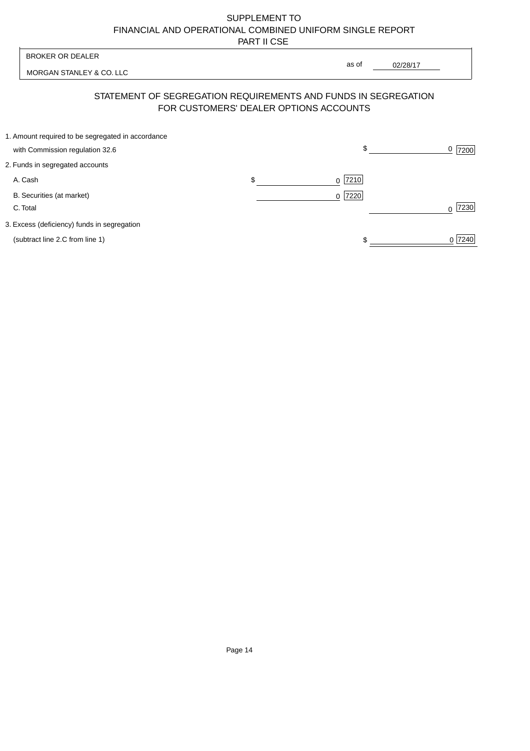SUPPLEMENT TO
FINANCIAL AND OPERATIONAL COMBINED UNIFORM SINGLE REPORT
PART II CSE

| BROKER OR DEALER | as of 02/28/17 |
|---|---|
| MORGAN STANLEY & CO. LLC | |

## STATEMENT OF SEGREGATION REQUIREMENTS AND FUNDS IN SEGREGATION FOR CUSTOMERS' DEALER OPTIONS ACCOUNTS

| | | |
|---|---|---|
| 1. Amount required to be segregated in accordance with Commission regulation 32.6 | | $ 0 [7200] |
| 2. Funds in segregated accounts | | |
| A. Cash | $ 0 [7210] | |
| B. Securities (at market) | 0 [7220] | |
| C. Total | | 0 [7230] |
| 3. Excess (deficiency) funds in segregation (subtract line 2.C from line 1) | | $ 0 [7240] |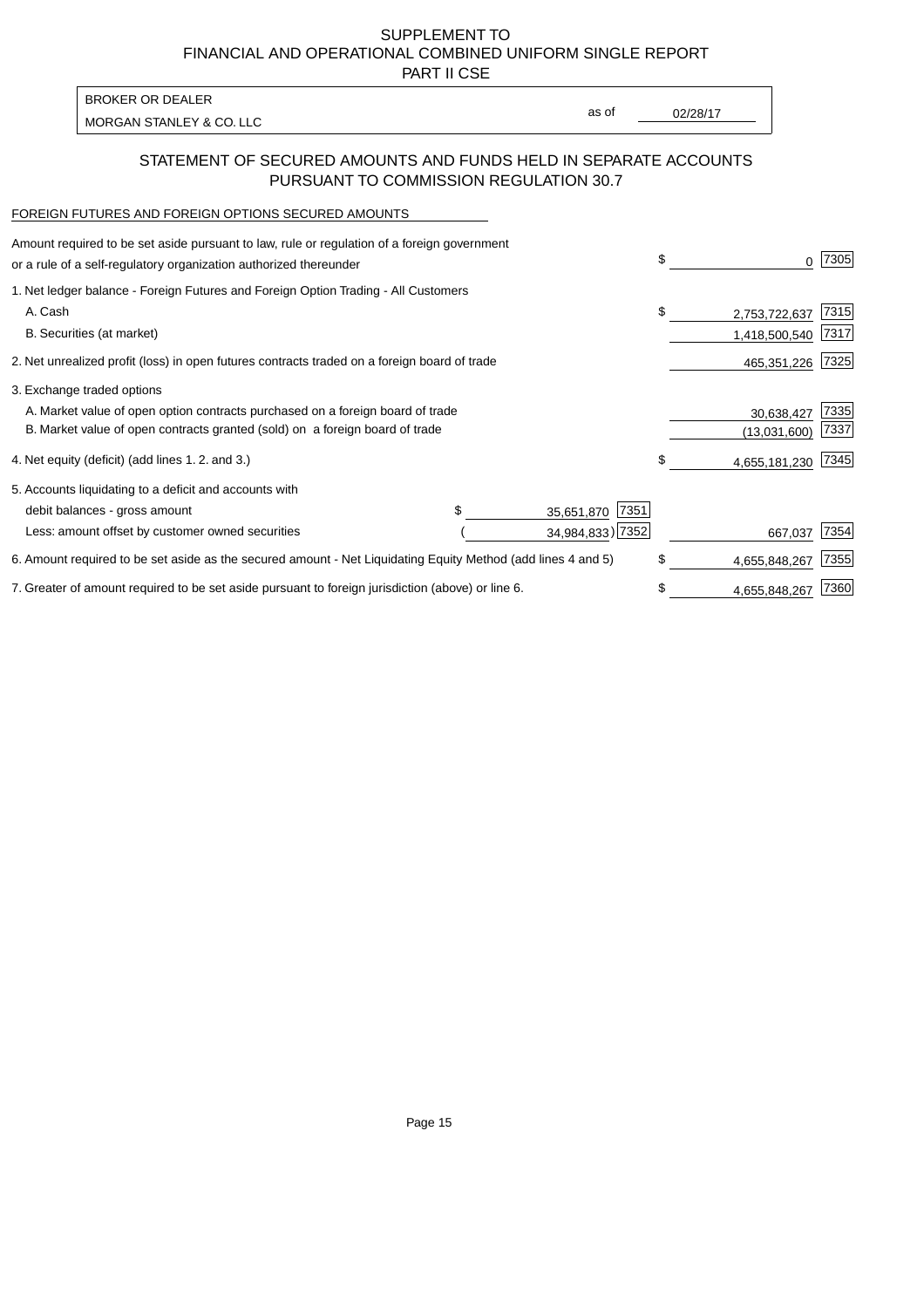SUPPLEMENT TO
FINANCIAL AND OPERATIONAL COMBINED UNIFORM SINGLE REPORT
PART II CSE

| BROKER OR DEALER | | |
|---|---|---|
| MORGAN STANLEY & CO. LLC | as of | 02/28/17 |

## STATEMENT OF SECURED AMOUNTS AND FUNDS HELD IN SEPARATE ACCOUNTS PURSUANT TO COMMISSION REGULATION 30.7

FOREIGN FUTURES AND FOREIGN OPTIONS SECURED AMOUNTS

| | | | | |
|---|---|---|---|---|
| Amount required to be set aside pursuant to law, rule or regulation of a foreign government or a rule of a self-regulatory organization authorized thereunder | | | $ 0 | 7305 |
| 1. Net ledger balance - Foreign Futures and Foreign Option Trading - All Customers | | | | |
| A. Cash | | | $ 2,753,722,637 | 7315 |
| B. Securities (at market) | | | 1,418,500,540 | 7317 |
| 2. Net unrealized profit (loss) in open futures contracts traded on a foreign board of trade | | | 465,351,226 | 7325 |
| 3. Exchange traded options | | | | |
| A. Market value of open option contracts purchased on a foreign board of trade | | | 30,638,427 | 7335 |
| B. Market value of open contracts granted (sold) on a foreign board of trade | | | (13,031,600) | 7337 |
| 4. Net equity (deficit) (add lines 1. 2. and 3.) | | | $ 4,655,181,230 | 7345 |
| 5. Accounts liquidating to a deficit and accounts with | | | | |
| debit balances - gross amount | $ 35,651,870 | 7351 | | |
| Less: amount offset by customer owned securities | ( 34,984,833) | 7352 | 667,037 | 7354 |
| 6. Amount required to be set aside as the secured amount - Net Liquidating Equity Method (add lines 4 and 5) | | | $ 4,655,848,267 | 7355 |
| 7. Greater of amount required to be set aside pursuant to foreign jurisdiction (above) or line 6. | | | $ 4,655,848,267 | 7360 |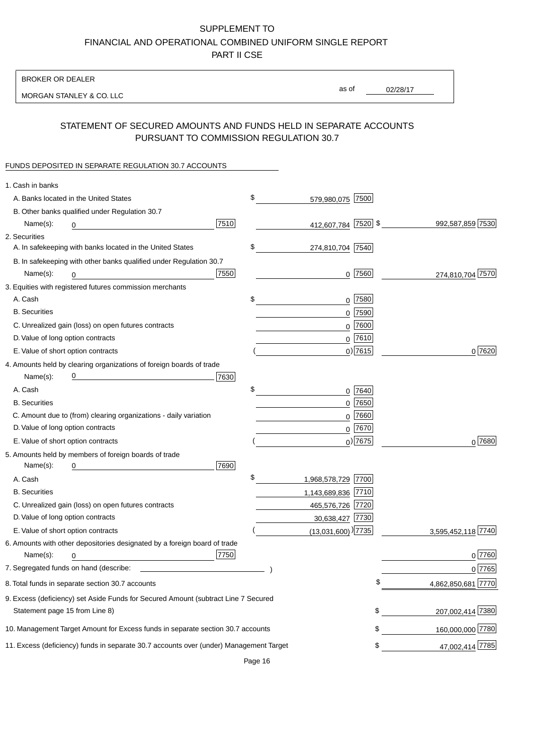SUPPLEMENT TO
FINANCIAL AND OPERATIONAL COMBINED UNIFORM SINGLE REPORT
PART II CSE

BROKER OR DEALER

MORGAN STANLEY & CO. LLC

as of 02/28/17

## STATEMENT OF SECURED AMOUNTS AND FUNDS HELD IN SEPARATE ACCOUNTS PURSUANT TO COMMISSION REGULATION 30.7

FUNDS DEPOSITED IN SEPARATE REGULATION 30.7 ACCOUNTS

| | | | |
|---|---|---|---|
| 1. Cash in banks | | | |
| A. Banks located in the United States | | $ 579,980,075 [7500] | |
| B. Other banks qualified under Regulation 30.7 | | | |
| Name(s): 0 | [7510] | 412,607,784 [7520] | $ 992,587,859 [7530] |
| 2. Securities | | | |
| A. In safekeeping with banks located in the United States | | $ 274,810,704 [7540] | |
| B. In safekeeping with other banks qualified under Regulation 30.7 | | | |
| Name(s): 0 | [7550] | 0 [7560] | 274,810,704 [7570] |
| 3. Equities with registered futures commission merchants | | | |
| A. Cash | | $ 0 [7580] | |
| B. Securities | | 0 [7590] | |
| C. Unrealized gain (loss) on open futures contracts | | 0 [7600] | |
| D. Value of long option contracts | | 0 [7610] | |
| E. Value of short option contracts | | ( 0) [7615] | 0 [7620] |
| 4. Amounts held by clearing organizations of foreign boards of trade | | | |
| Name(s): 0 | [7630] | | |
| A. Cash | | $ 0 [7640] | |
| B. Securities | | 0 [7650] | |
| C. Amount due to (from) clearing organizations - daily variation | | 0 [7660] | |
| D. Value of long option contracts | | 0 [7670] | |
| E. Value of short option contracts | | ( 0) [7675] | 0 [7680] |
| 5. Amounts held by members of foreign boards of trade | | | |
| Name(s): 0 | [7690] | | |
| A. Cash | | $ 1,968,578,729 [7700] | |
| B. Securities | | 1,143,689,836 [7710] | |
| C. Unrealized gain (loss) on open futures contracts | | 465,576,726 [7720] | |
| D. Value of long option contracts | | 30,638,427 [7730] | |
| E. Value of short option contracts | | ( (13,031,600) ) [7735] | 3,595,452,118 [7740] |
| 6. Amounts with other depositories designated by a foreign board of trade | | | |
| Name(s): 0 | [7750] | | 0 [7760] |
| 7. Segregated funds on hand (describe: ) | | | 0 [7765] |
| 8. Total funds in separate section 30.7 accounts | | | $ 4,862,850,681 [7770] |
| 9. Excess (deficiency) set Aside Funds for Secured Amount (subtract Line 7 Secured Statement page 15 from Line 8) | | | $ 207,002,414 [7380] |
| 10. Management Target Amount for Excess funds in separate section 30.7 accounts | | | $ 160,000,000 [7780] |
| 11. Excess (deficiency) funds in separate 30.7 accounts over (under) Management Target | | | $ 47,002,414 [7785] |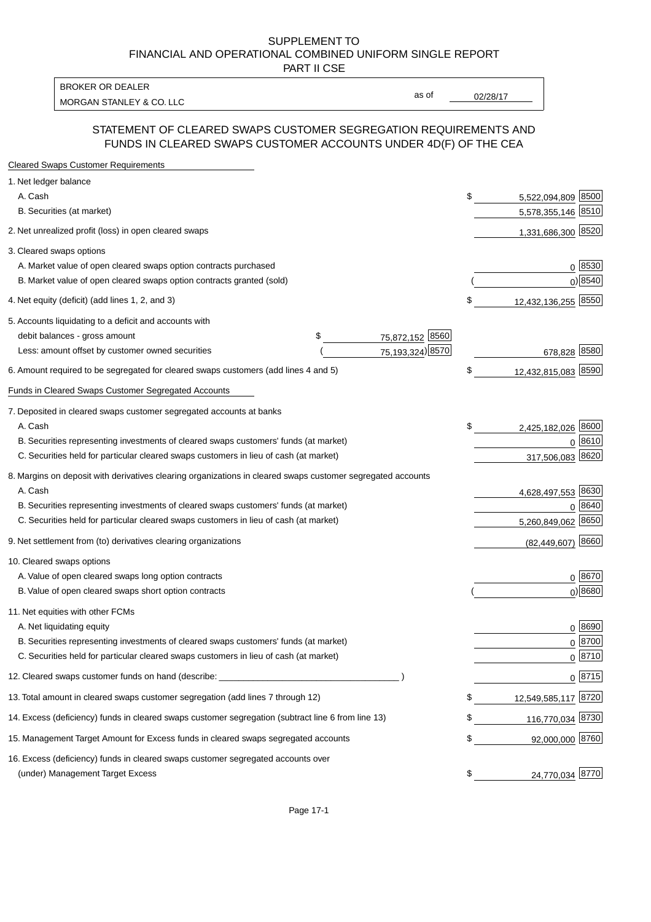SUPPLEMENT TO
FINANCIAL AND OPERATIONAL COMBINED UNIFORM SINGLE REPORT
PART II CSE

| | | |
|---|---|---|
| BROKER OR DEALER<br>MORGAN STANLEY & CO. LLC | as of | 02/28/17 |

## STATEMENT OF CLEARED SWAPS CUSTOMER SEGREGATION REQUIREMENTS AND FUNDS IN CLEARED SWAPS CUSTOMER ACCOUNTS UNDER 4D(F) OF THE CEA

| | | | | |
|---|---|---|---|---|
| **Cleared Swaps Customer Requirements** | | | | |
| 1. Net ledger balance | | | | |
| A. Cash | | | $ 5,522,094,809 | 8500 |
| B. Securities (at market) | | | 5,578,355,146 | 8510 |
| 2. Net unrealized profit (loss) in open cleared swaps | | | 1,331,686,300 | 8520 |
| 3. Cleared swaps options | | | | |
| A. Market value of open cleared swaps option contracts purchased | | | 0 | 8530 |
| B. Market value of open cleared swaps option contracts granted (sold) | | | ( 0) | 8540 |
| 4. Net equity (deficit) (add lines 1, 2, and 3) | | | $ 12,432,136,255 | 8550 |
| 5. Accounts liquidating to a deficit and accounts with | | | | |
| debit balances - gross amount | $ 75,872,152 | 8560 | | |
| Less: amount offset by customer owned securities | ( 75,193,324) | 8570 | 678,828 | 8580 |
| 6. Amount required to be segregated for cleared swaps customers (add lines 4 and 5) | | | $ 12,432,815,083 | 8590 |
| **Funds in Cleared Swaps Customer Segregated Accounts** | | | | |
| 7. Deposited in cleared swaps customer segregated accounts at banks | | | | |
| A. Cash | | | $ 2,425,182,026 | 8600 |
| B. Securities representing investments of cleared swaps customers' funds (at market) | | | 0 | 8610 |
| C. Securities held for particular cleared swaps customers in lieu of cash (at market) | | | 317,506,083 | 8620 |
| 8. Margins on deposit with derivatives clearing organizations in cleared swaps customer segregated accounts | | | | |
| A. Cash | | | 4,628,497,553 | 8630 |
| B. Securities representing investments of cleared swaps customers' funds (at market) | | | 0 | 8640 |
| C. Securities held for particular cleared swaps customers in lieu of cash (at market) | | | 5,260,849,062 | 8650 |
| 9. Net settlement from (to) derivatives clearing organizations | | | (82,449,607) | 8660 |
| 10. Cleared swaps options | | | | |
| A. Value of open cleared swaps long option contracts | | | 0 | 8670 |
| B. Value of open cleared swaps short option contracts | | | ( 0) | 8680 |
| 11. Net equities with other FCMs | | | | |
| A. Net liquidating equity | | | 0 | 8690 |
| B. Securities representing investments of cleared swaps customers' funds (at market) | | | 0 | 8700 |
| C. Securities held for particular cleared swaps customers in lieu of cash (at market) | | | 0 | 8710 |
| 12. Cleared swaps customer funds on hand (describe: ______ ) | | | 0 | 8715 |
| 13. Total amount in cleared swaps customer segregation (add lines 7 through 12) | | | $ 12,549,585,117 | 8720 |
| 14. Excess (deficiency) funds in cleared swaps customer segregation (subtract line 6 from line 13) | | | $ 116,770,034 | 8730 |
| 15. Management Target Amount for Excess funds in cleared swaps segregated accounts | | | $ 92,000,000 | 8760 |
| 16. Excess (deficiency) funds in cleared swaps customer segregated accounts over (under) Management Target Excess | | | $ 24,770,034 | 8770 |